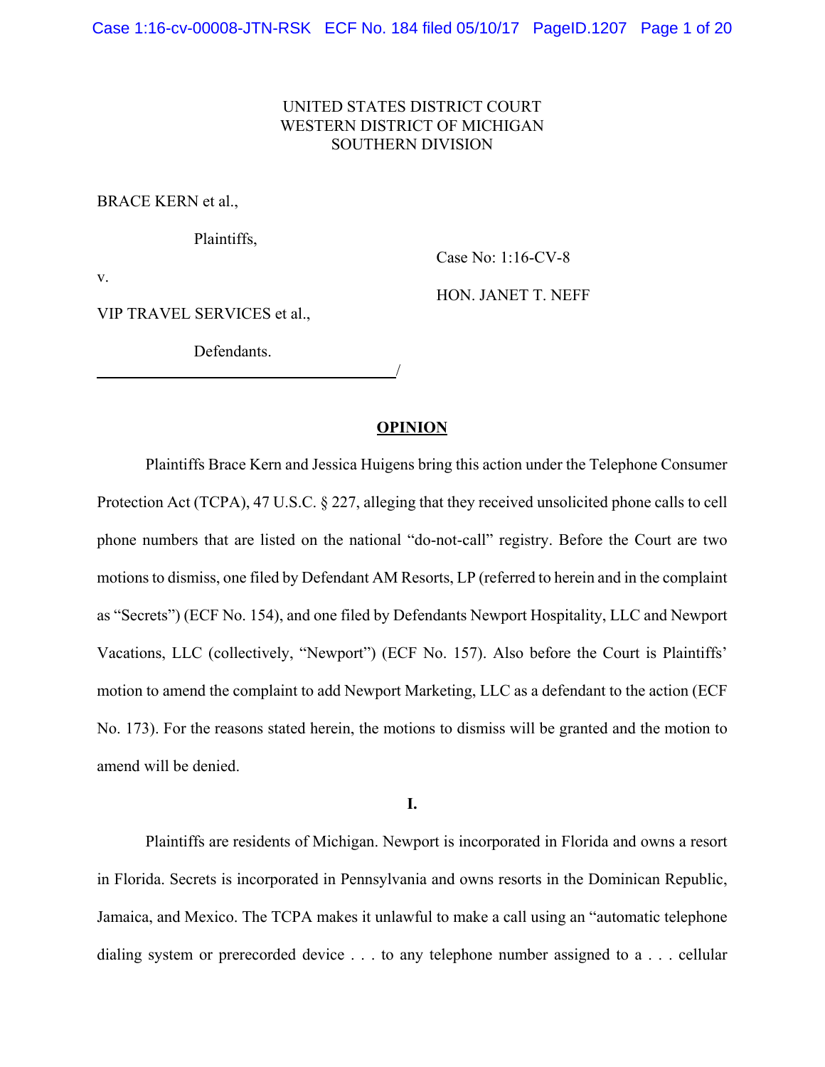UNITED STATES DISTRICT COURT
WESTERN DISTRICT OF MICHIGAN
SOUTHERN DIVISION

BRACE KERN et al.,

Plaintiffs,

v.

VIP TRAVEL SERVICES et al.,

Defendants.

Case No: 1:16-CV-8

HON. JANET T. NEFF

## **OPINION**

Plaintiffs Brace Kern and Jessica Huigens bring this action under the Telephone Consumer Protection Act (TCPA), 47 U.S.C. § 227, alleging that they received unsolicited phone calls to cell phone numbers that are listed on the national "do-not-call" registry. Before the Court are two motions to dismiss, one filed by Defendant AM Resorts, LP (referred to herein and in the complaint as "Secrets") (ECF No. 154), and one filed by Defendants Newport Hospitality, LLC and Newport Vacations, LLC (collectively, "Newport") (ECF No. 157). Also before the Court is Plaintiffs' motion to amend the complaint to add Newport Marketing, LLC as a defendant to the action (ECF No. 173). For the reasons stated herein, the motions to dismiss will be granted and the motion to amend will be denied.

**I.**

Plaintiffs are residents of Michigan. Newport is incorporated in Florida and owns a resort in Florida. Secrets is incorporated in Pennsylvania and owns resorts in the Dominican Republic, Jamaica, and Mexico. The TCPA makes it unlawful to make a call using an "automatic telephone dialing system or prerecorded device . . . to any telephone number assigned to a . . . cellular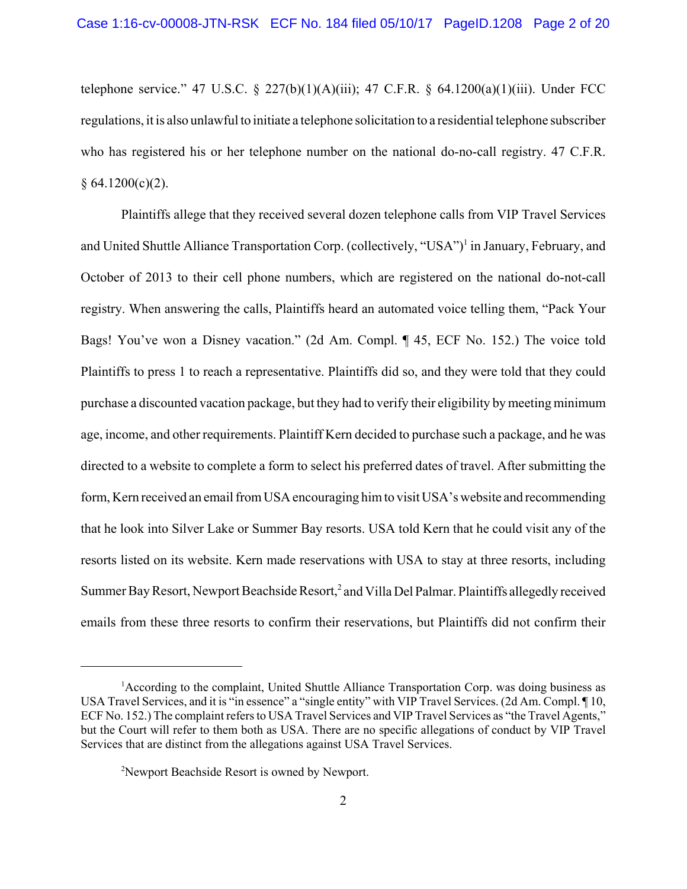telephone service." 47 U.S.C. § 227(b)(1)(A)(iii); 47 C.F.R. § 64.1200(a)(1)(iii). Under FCC regulations, it is also unlawful to initiate a telephone solicitation to a residential telephone subscriber who has registered his or her telephone number on the national do-no-call registry. 47 C.F.R. § 64.1200(c)(2).

Plaintiffs allege that they received several dozen telephone calls from VIP Travel Services and United Shuttle Alliance Transportation Corp. (collectively, "USA")[1] in January, February, and October of 2013 to their cell phone numbers, which are registered on the national do-not-call registry. When answering the calls, Plaintiffs heard an automated voice telling them, "Pack Your Bags! You've won a Disney vacation." (2d Am. Compl. ¶ 45, ECF No. 152.) The voice told Plaintiffs to press 1 to reach a representative. Plaintiffs did so, and they were told that they could purchase a discounted vacation package, but they had to verify their eligibility by meeting minimum age, income, and other requirements. Plaintiff Kern decided to purchase such a package, and he was directed to a website to complete a form to select his preferred dates of travel. After submitting the form, Kern received an email from USA encouraging him to visit USA's website and recommending that he look into Silver Lake or Summer Bay resorts. USA told Kern that he could visit any of the resorts listed on its website. Kern made reservations with USA to stay at three resorts, including Summer Bay Resort, Newport Beachside Resort,[2] and Villa Del Palmar. Plaintiffs allegedly received emails from these three resorts to confirm their reservations, but Plaintiffs did not confirm their

---

[1]According to the complaint, United Shuttle Alliance Transportation Corp. was doing business as USA Travel Services, and it is "in essence" a "single entity" with VIP Travel Services. (2d Am. Compl. ¶ 10, ECF No. 152.) The complaint refers to USA Travel Services and VIP Travel Services as "the Travel Agents," but the Court will refer to them both as USA. There are no specific allegations of conduct by VIP Travel Services that are distinct from the allegations against USA Travel Services.

[2]Newport Beachside Resort is owned by Newport.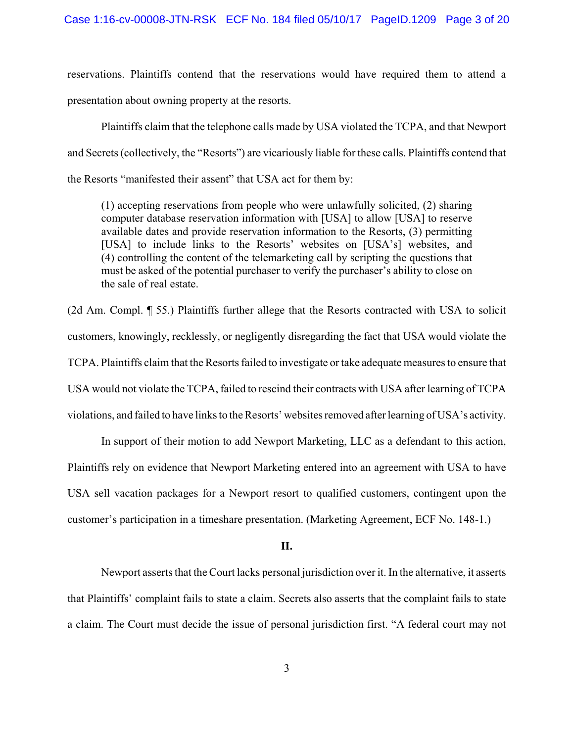reservations. Plaintiffs contend that the reservations would have required them to attend a presentation about owning property at the resorts.

Plaintiffs claim that the telephone calls made by USA violated the TCPA, and that Newport and Secrets (collectively, the "Resorts") are vicariously liable for these calls. Plaintiffs contend that the Resorts "manifested their assent" that USA act for them by:

> (1) accepting reservations from people who were unlawfully solicited, (2) sharing computer database reservation information with [USA] to allow [USA] to reserve available dates and provide reservation information to the Resorts, (3) permitting [USA] to include links to the Resorts' websites on [USA's] websites, and (4) controlling the content of the telemarketing call by scripting the questions that must be asked of the potential purchaser to verify the purchaser's ability to close on the sale of real estate.

(2d Am. Compl. ¶ 55.) Plaintiffs further allege that the Resorts contracted with USA to solicit customers, knowingly, recklessly, or negligently disregarding the fact that USA would violate the TCPA. Plaintiffs claim that the Resorts failed to investigate or take adequate measures to ensure that USA would not violate the TCPA, failed to rescind their contracts with USA after learning of TCPA violations, and failed to have links to the Resorts' websites removed after learning of USA's activity.

In support of their motion to add Newport Marketing, LLC as a defendant to this action, Plaintiffs rely on evidence that Newport Marketing entered into an agreement with USA to have USA sell vacation packages for a Newport resort to qualified customers, contingent upon the customer's participation in a timeshare presentation. (Marketing Agreement, ECF No. 148-1.)

## II.

Newport asserts that the Court lacks personal jurisdiction over it. In the alternative, it asserts that Plaintiffs' complaint fails to state a claim. Secrets also asserts that the complaint fails to state a claim. The Court must decide the issue of personal jurisdiction first. "A federal court may not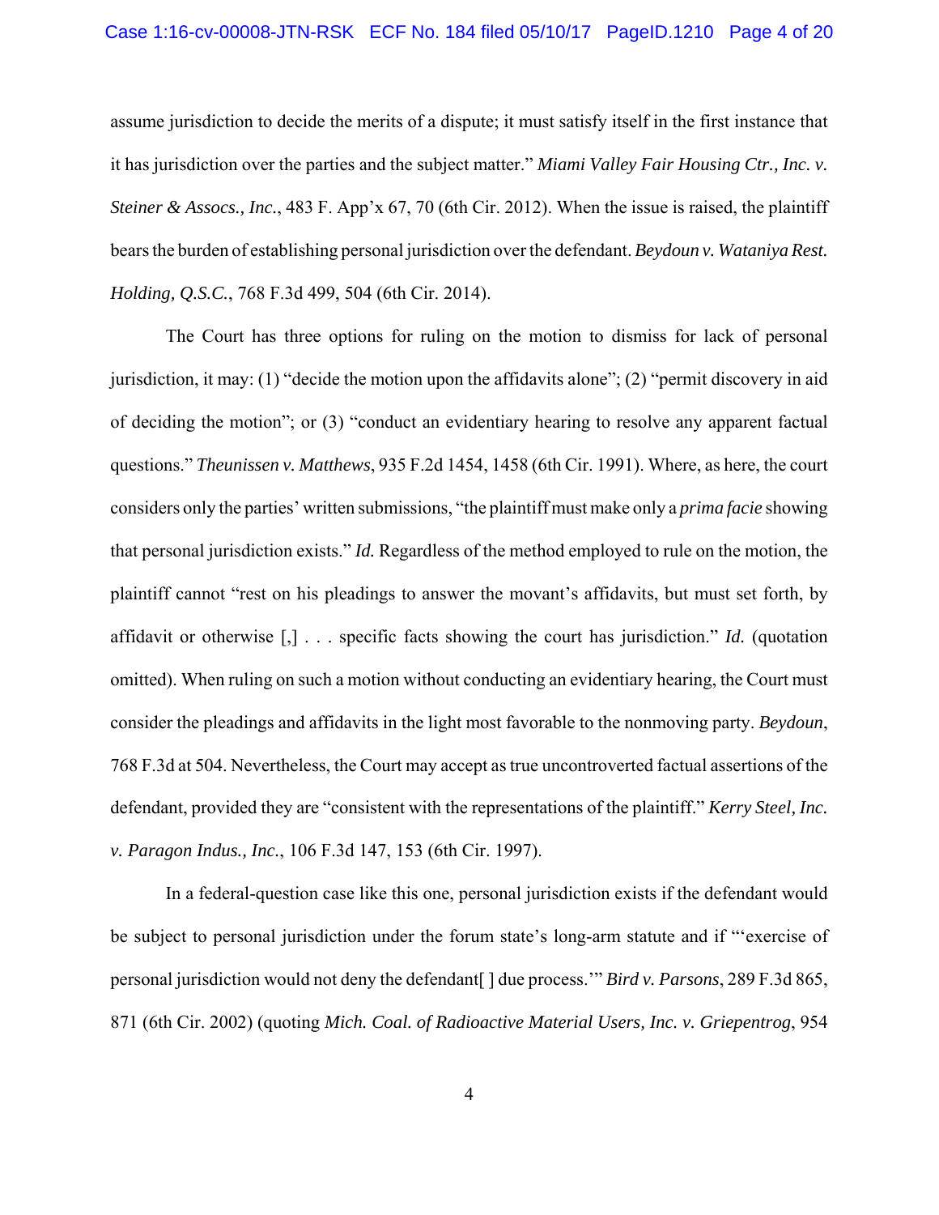assume jurisdiction to decide the merits of a dispute; it must satisfy itself in the first instance that it has jurisdiction over the parties and the subject matter." *Miami Valley Fair Housing Ctr., Inc. v. Steiner & Assocs., Inc.*, 483 F. App'x 67, 70 (6th Cir. 2012). When the issue is raised, the plaintiff bears the burden of establishing personal jurisdiction over the defendant. *Beydoun v. Wataniya Rest. Holding, Q.S.C.*, 768 F.3d 499, 504 (6th Cir. 2014).

The Court has three options for ruling on the motion to dismiss for lack of personal jurisdiction, it may: (1) "decide the motion upon the affidavits alone"; (2) "permit discovery in aid of deciding the motion"; or (3) "conduct an evidentiary hearing to resolve any apparent factual questions." *Theunissen v. Matthews*, 935 F.2d 1454, 1458 (6th Cir. 1991). Where, as here, the court considers only the parties' written submissions, "the plaintiff must make only a *prima facie* showing that personal jurisdiction exists." *Id.* Regardless of the method employed to rule on the motion, the plaintiff cannot "rest on his pleadings to answer the movant's affidavits, but must set forth, by affidavit or otherwise [,] . . . specific facts showing the court has jurisdiction." *Id.* (quotation omitted). When ruling on such a motion without conducting an evidentiary hearing, the Court must consider the pleadings and affidavits in the light most favorable to the nonmoving party. *Beydoun*, 768 F.3d at 504. Nevertheless, the Court may accept as true uncontroverted factual assertions of the defendant, provided they are "consistent with the representations of the plaintiff." *Kerry Steel, Inc. v. Paragon Indus., Inc.*, 106 F.3d 147, 153 (6th Cir. 1997).

In a federal-question case like this one, personal jurisdiction exists if the defendant would be subject to personal jurisdiction under the forum state's long-arm statute and if "'exercise of personal jurisdiction would not deny the defendant[ ] due process.'" *Bird v. Parsons*, 289 F.3d 865, 871 (6th Cir. 2002) (quoting *Mich. Coal. of Radioactive Material Users, Inc. v. Griepentrog*, 954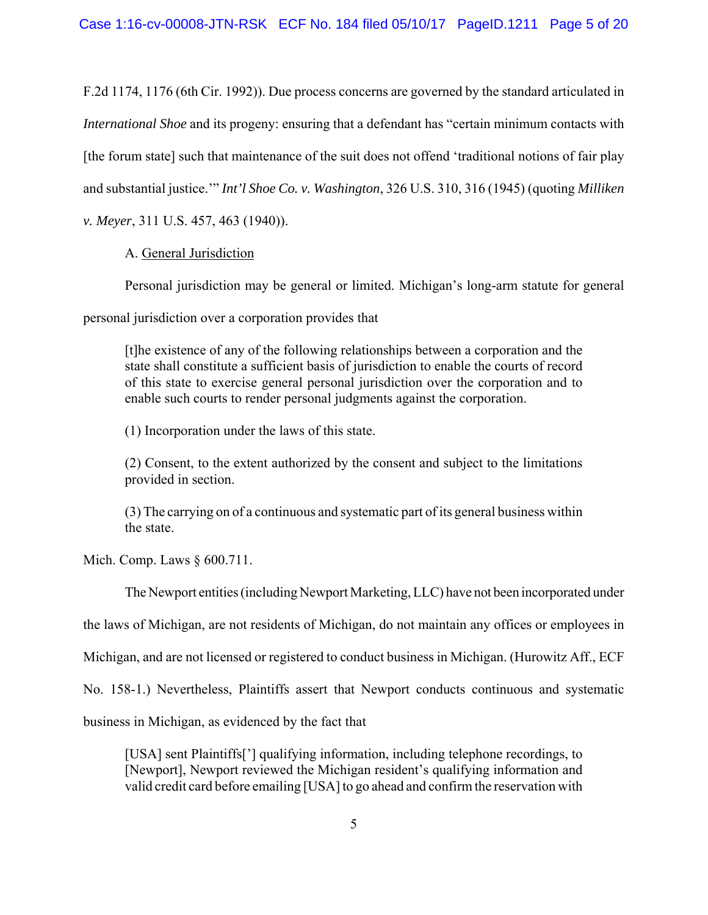F.2d 1174, 1176 (6th Cir. 1992)). Due process concerns are governed by the standard articulated in *International Shoe* and its progeny: ensuring that a defendant has "certain minimum contacts with [the forum state] such that maintenance of the suit does not offend 'traditional notions of fair play and substantial justice.'" *Int'l Shoe Co. v. Washington*, 326 U.S. 310, 316 (1945) (quoting *Milliken v. Meyer*, 311 U.S. 457, 463 (1940)).

A. General Jurisdiction

Personal jurisdiction may be general or limited. Michigan's long-arm statute for general personal jurisdiction over a corporation provides that

> [t]he existence of any of the following relationships between a corporation and the state shall constitute a sufficient basis of jurisdiction to enable the courts of record of this state to exercise general personal jurisdiction over the corporation and to enable such courts to render personal judgments against the corporation.
>
> (1) Incorporation under the laws of this state.
>
> (2) Consent, to the extent authorized by the consent and subject to the limitations provided in section.
>
> (3) The carrying on of a continuous and systematic part of its general business within the state.

Mich. Comp. Laws § 600.711.

The Newport entities (including Newport Marketing, LLC) have not been incorporated under the laws of Michigan, are not residents of Michigan, do not maintain any offices or employees in Michigan, and are not licensed or registered to conduct business in Michigan. (Hurowitz Aff., ECF No. 158-1.) Nevertheless, Plaintiffs assert that Newport conducts continuous and systematic business in Michigan, as evidenced by the fact that

> [USA] sent Plaintiffs['] qualifying information, including telephone recordings, to [Newport], Newport reviewed the Michigan resident's qualifying information and valid credit card before emailing [USA] to go ahead and confirm the reservation with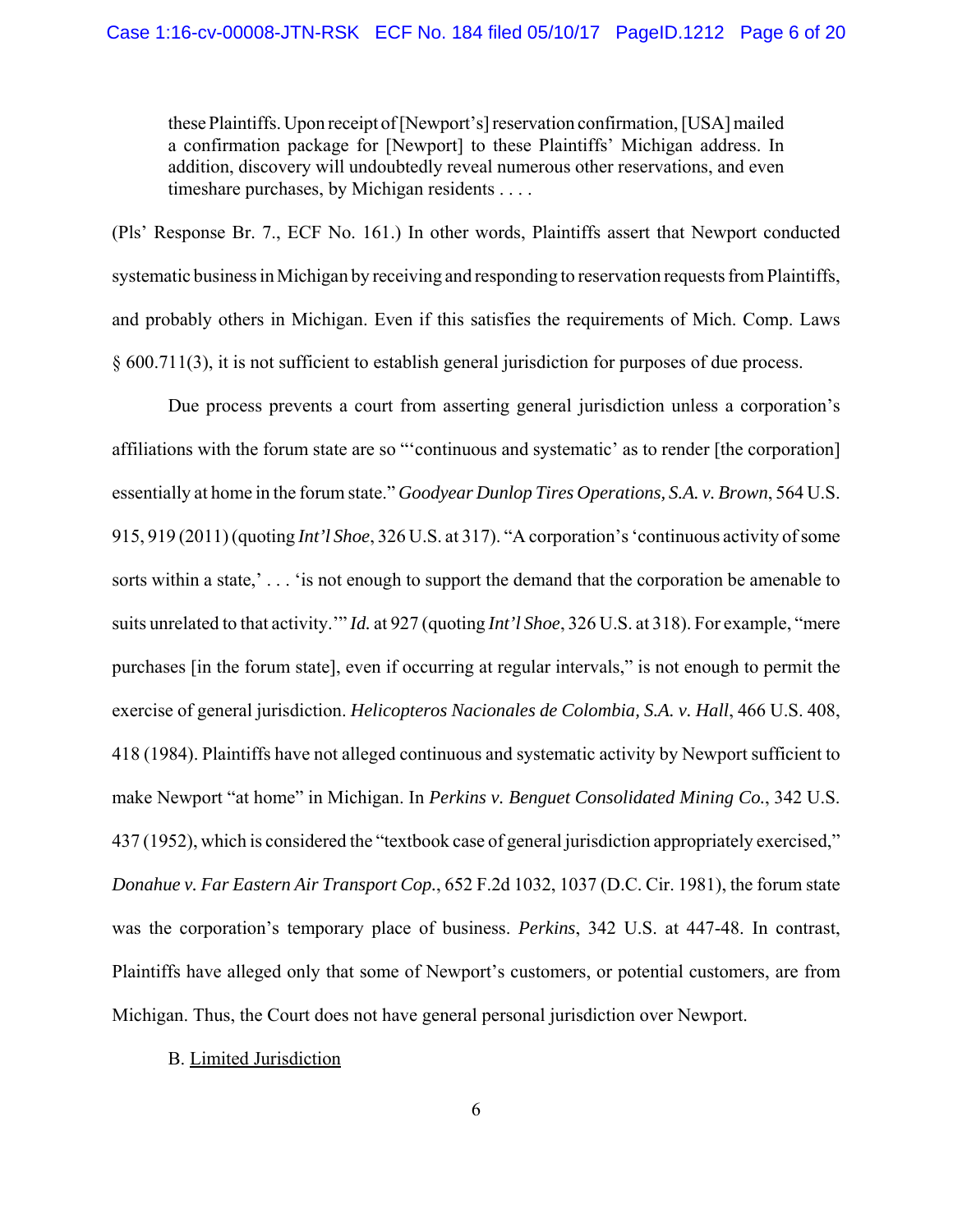> these Plaintiffs. Upon receipt of [Newport's] reservation confirmation, [USA] mailed a confirmation package for [Newport] to these Plaintiffs' Michigan address. In addition, discovery will undoubtedly reveal numerous other reservations, and even timeshare purchases, by Michigan residents . . . .

(Pls' Response Br. 7., ECF No. 161.) In other words, Plaintiffs assert that Newport conducted systematic business in Michigan by receiving and responding to reservation requests from Plaintiffs, and probably others in Michigan. Even if this satisfies the requirements of Mich. Comp. Laws § 600.711(3), it is not sufficient to establish general jurisdiction for purposes of due process.

Due process prevents a court from asserting general jurisdiction unless a corporation's affiliations with the forum state are so "'continuous and systematic' as to render [the corporation] essentially at home in the forum state." *Goodyear Dunlop Tires Operations, S.A. v. Brown*, 564 U.S. 915, 919 (2011) (quoting *Int'l Shoe*, 326 U.S. at 317). "A corporation's 'continuous activity of some sorts within a state,' . . . 'is not enough to support the demand that the corporation be amenable to suits unrelated to that activity.'" *Id.* at 927 (quoting *Int'l Shoe*, 326 U.S. at 318). For example, "mere purchases [in the forum state], even if occurring at regular intervals," is not enough to permit the exercise of general jurisdiction. *Helicopteros Nacionales de Colombia, S.A. v. Hall*, 466 U.S. 408, 418 (1984). Plaintiffs have not alleged continuous and systematic activity by Newport sufficient to make Newport "at home" in Michigan. In *Perkins v. Benguet Consolidated Mining Co.*, 342 U.S. 437 (1952), which is considered the "textbook case of general jurisdiction appropriately exercised," *Donahue v. Far Eastern Air Transport Cop.*, 652 F.2d 1032, 1037 (D.C. Cir. 1981), the forum state was the corporation's temporary place of business. *Perkins*, 342 U.S. at 447-48. In contrast, Plaintiffs have alleged only that some of Newport's customers, or potential customers, are from Michigan. Thus, the Court does not have general personal jurisdiction over Newport.

B. Limited Jurisdiction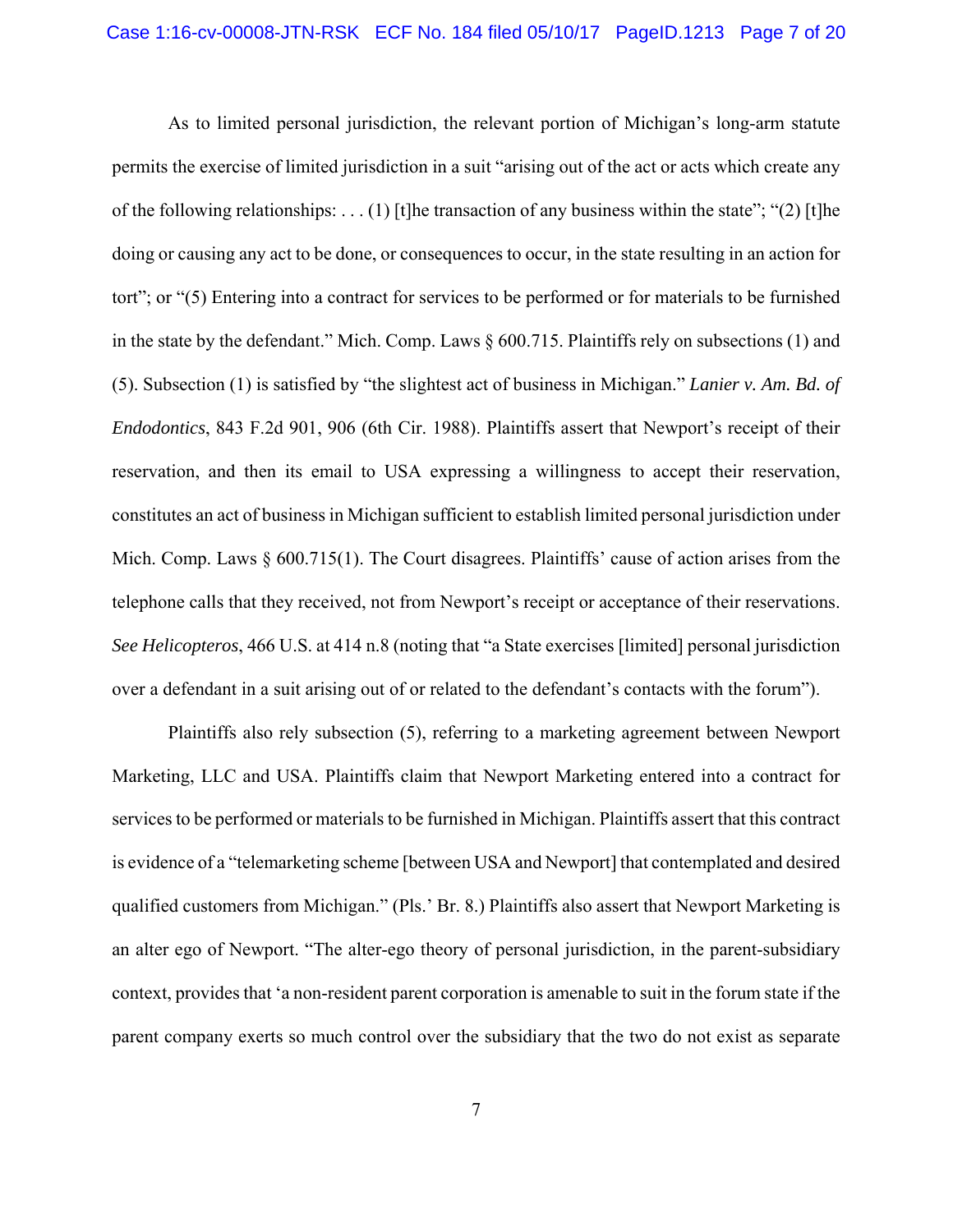As to limited personal jurisdiction, the relevant portion of Michigan's long-arm statute permits the exercise of limited jurisdiction in a suit "arising out of the act or acts which create any of the following relationships: . . . (1) [t]he transaction of any business within the state"; "(2) [t]he doing or causing any act to be done, or consequences to occur, in the state resulting in an action for tort"; or "(5) Entering into a contract for services to be performed or for materials to be furnished in the state by the defendant." Mich. Comp. Laws § 600.715. Plaintiffs rely on subsections (1) and (5). Subsection (1) is satisfied by "the slightest act of business in Michigan." *Lanier v. Am. Bd. of Endodontics*, 843 F.2d 901, 906 (6th Cir. 1988). Plaintiffs assert that Newport's receipt of their reservation, and then its email to USA expressing a willingness to accept their reservation, constitutes an act of business in Michigan sufficient to establish limited personal jurisdiction under Mich. Comp. Laws § 600.715(1). The Court disagrees. Plaintiffs' cause of action arises from the telephone calls that they received, not from Newport's receipt or acceptance of their reservations. *See Helicopteros*, 466 U.S. at 414 n.8 (noting that "a State exercises [limited] personal jurisdiction over a defendant in a suit arising out of or related to the defendant's contacts with the forum").

Plaintiffs also rely subsection (5), referring to a marketing agreement between Newport Marketing, LLC and USA. Plaintiffs claim that Newport Marketing entered into a contract for services to be performed or materials to be furnished in Michigan. Plaintiffs assert that this contract is evidence of a "telemarketing scheme [between USA and Newport] that contemplated and desired qualified customers from Michigan." (Pls.' Br. 8.) Plaintiffs also assert that Newport Marketing is an alter ego of Newport. "The alter-ego theory of personal jurisdiction, in the parent-subsidiary context, provides that 'a non-resident parent corporation is amenable to suit in the forum state if the parent company exerts so much control over the subsidiary that the two do not exist as separate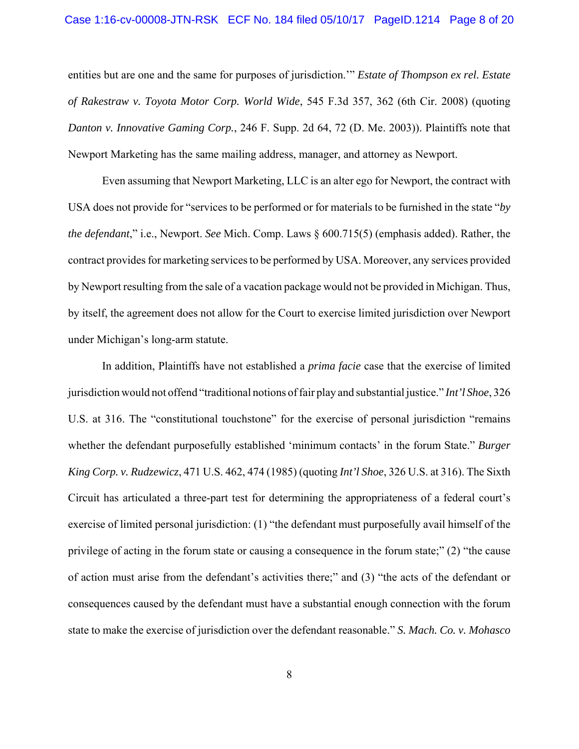entities but are one and the same for purposes of jurisdiction.'" *Estate of Thompson ex rel. Estate of Rakestraw v. Toyota Motor Corp. World Wide*, 545 F.3d 357, 362 (6th Cir. 2008) (quoting *Danton v. Innovative Gaming Corp.*, 246 F. Supp. 2d 64, 72 (D. Me. 2003)). Plaintiffs note that Newport Marketing has the same mailing address, manager, and attorney as Newport.

Even assuming that Newport Marketing, LLC is an alter ego for Newport, the contract with USA does not provide for "services to be performed or for materials to be furnished in the state "*by the defendant*," i.e., Newport. *See* Mich. Comp. Laws § 600.715(5) (emphasis added). Rather, the contract provides for marketing services to be performed by USA. Moreover, any services provided by Newport resulting from the sale of a vacation package would not be provided in Michigan. Thus, by itself, the agreement does not allow for the Court to exercise limited jurisdiction over Newport under Michigan's long-arm statute.

In addition, Plaintiffs have not established a *prima facie* case that the exercise of limited jurisdiction would not offend "traditional notions of fair play and substantial justice." *Int'l Shoe*, 326 U.S. at 316. The "constitutional touchstone" for the exercise of personal jurisdiction "remains whether the defendant purposefully established 'minimum contacts' in the forum State." *Burger King Corp. v. Rudzewicz*, 471 U.S. 462, 474 (1985) (quoting *Int'l Shoe*, 326 U.S. at 316). The Sixth Circuit has articulated a three-part test for determining the appropriateness of a federal court's exercise of limited personal jurisdiction: (1) "the defendant must purposefully avail himself of the privilege of acting in the forum state or causing a consequence in the forum state;" (2) "the cause of action must arise from the defendant's activities there;" and (3) "the acts of the defendant or consequences caused by the defendant must have a substantial enough connection with the forum state to make the exercise of jurisdiction over the defendant reasonable." *S. Mach. Co. v. Mohasco*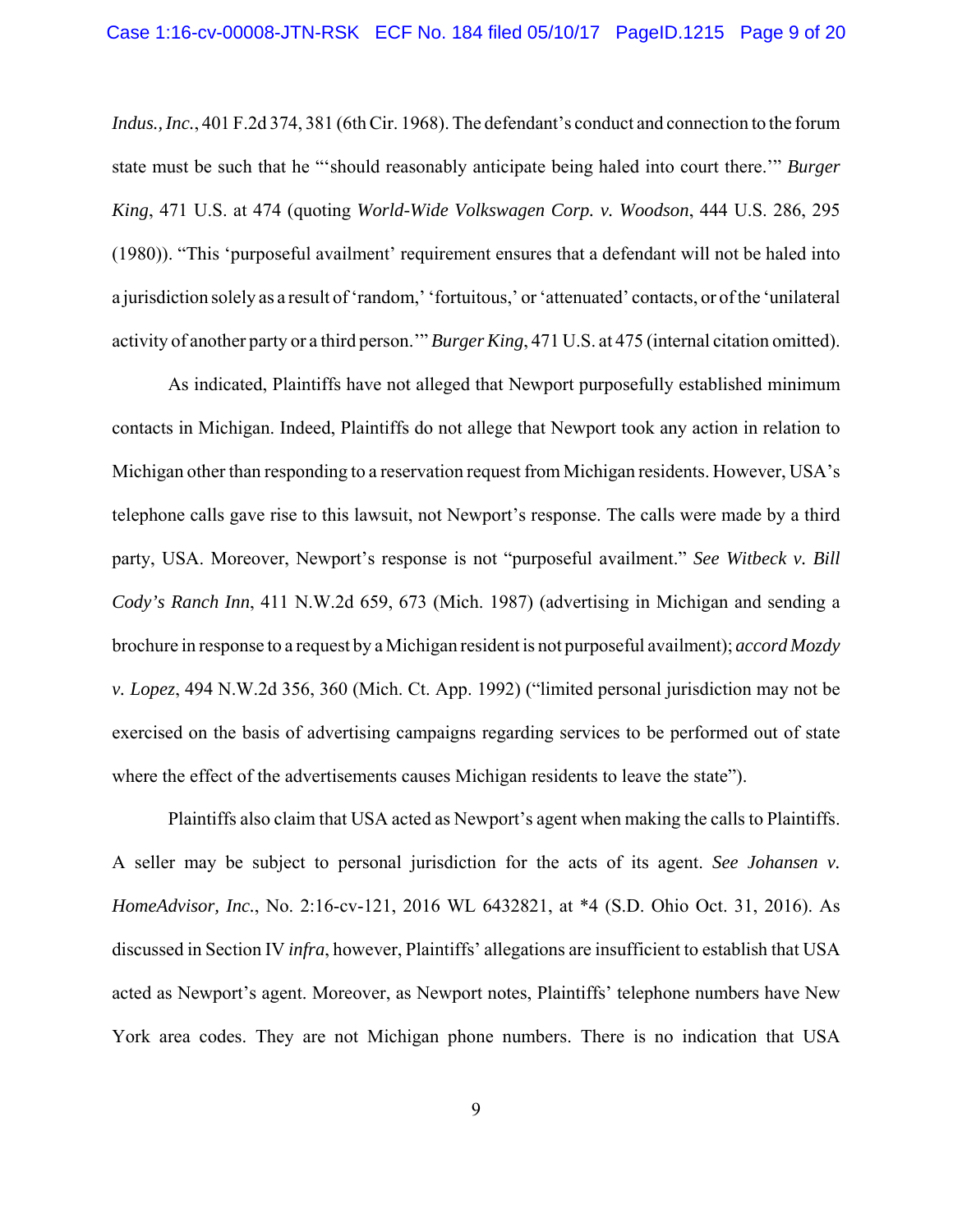*Indus., Inc.*, 401 F.2d 374, 381 (6th Cir. 1968). The defendant's conduct and connection to the forum state must be such that he "'should reasonably anticipate being haled into court there.'" *Burger King*, 471 U.S. at 474 (quoting *World-Wide Volkswagen Corp. v. Woodson*, 444 U.S. 286, 295 (1980)). "This 'purposeful availment' requirement ensures that a defendant will not be haled into a jurisdiction solely as a result of 'random,' 'fortuitous,' or 'attenuated' contacts, or of the 'unilateral activity of another party or a third person.'" *Burger King*, 471 U.S. at 475 (internal citation omitted).

As indicated, Plaintiffs have not alleged that Newport purposefully established minimum contacts in Michigan. Indeed, Plaintiffs do not allege that Newport took any action in relation to Michigan other than responding to a reservation request from Michigan residents. However, USA's telephone calls gave rise to this lawsuit, not Newport's response. The calls were made by a third party, USA. Moreover, Newport's response is not "purposeful availment." *See Witbeck v. Bill Cody's Ranch Inn*, 411 N.W.2d 659, 673 (Mich. 1987) (advertising in Michigan and sending a brochure in response to a request by a Michigan resident is not purposeful availment); *accord Mozdy v. Lopez*, 494 N.W.2d 356, 360 (Mich. Ct. App. 1992) ("limited personal jurisdiction may not be exercised on the basis of advertising campaigns regarding services to be performed out of state where the effect of the advertisements causes Michigan residents to leave the state").

Plaintiffs also claim that USA acted as Newport's agent when making the calls to Plaintiffs. A seller may be subject to personal jurisdiction for the acts of its agent. *See Johansen v. HomeAdvisor, Inc.*, No. 2:16-cv-121, 2016 WL 6432821, at *4 (S.D. Ohio Oct. 31, 2016). As discussed in Section IV *infra*, however, Plaintiffs' allegations are insufficient to establish that USA acted as Newport's agent. Moreover, as Newport notes, Plaintiffs' telephone numbers have New York area codes. They are not Michigan phone numbers. There is no indication that USA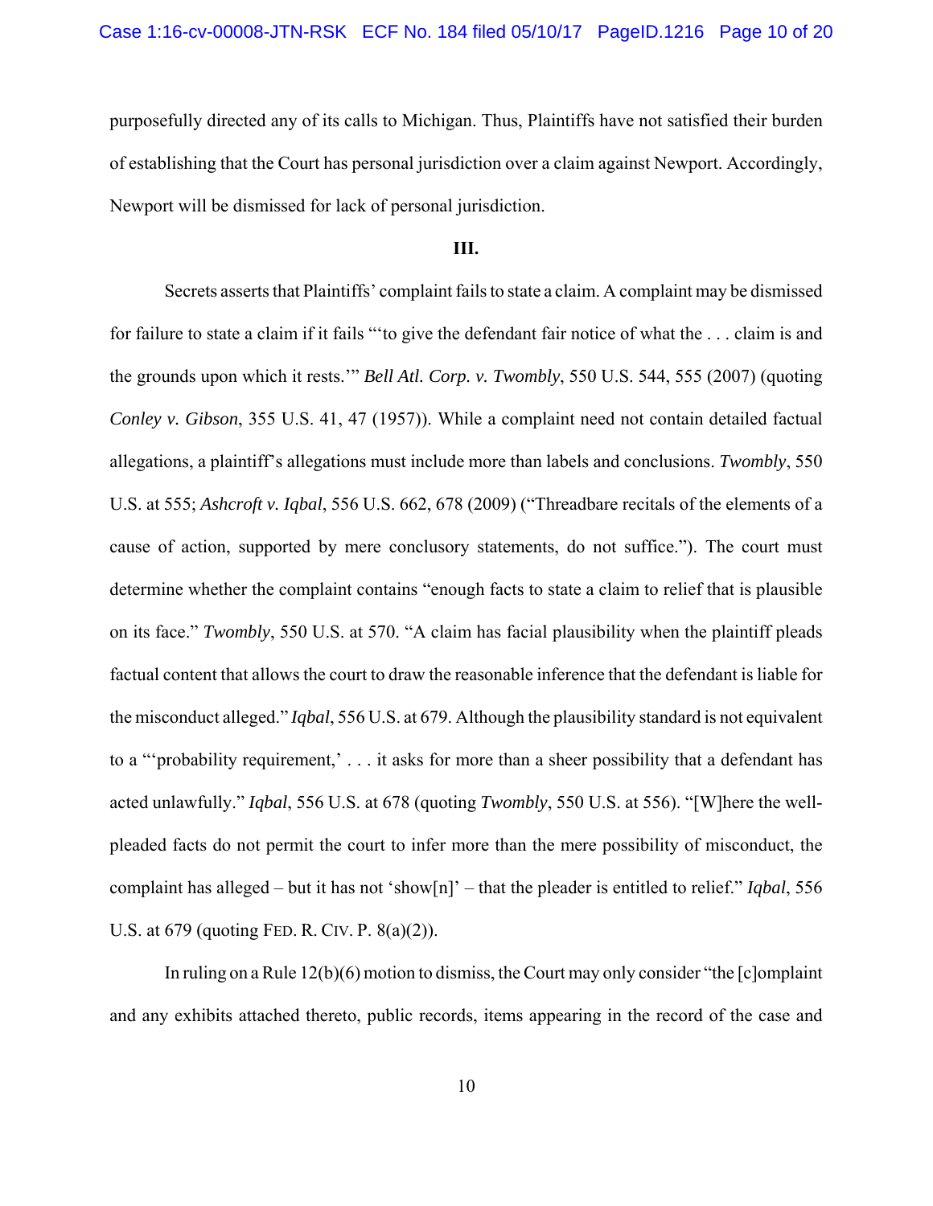purposefully directed any of its calls to Michigan. Thus, Plaintiffs have not satisfied their burden of establishing that the Court has personal jurisdiction over a claim against Newport. Accordingly, Newport will be dismissed for lack of personal jurisdiction.

**III.**

Secrets asserts that Plaintiffs' complaint fails to state a claim. A complaint may be dismissed for failure to state a claim if it fails "'to give the defendant fair notice of what the . . . claim is and the grounds upon which it rests.'" *Bell Atl. Corp. v. Twombly*, 550 U.S. 544, 555 (2007) (quoting *Conley v. Gibson*, 355 U.S. 41, 47 (1957)). While a complaint need not contain detailed factual allegations, a plaintiff's allegations must include more than labels and conclusions. *Twombly*, 550 U.S. at 555; *Ashcroft v. Iqbal*, 556 U.S. 662, 678 (2009) ("Threadbare recitals of the elements of a cause of action, supported by mere conclusory statements, do not suffice."). The court must determine whether the complaint contains "enough facts to state a claim to relief that is plausible on its face." *Twombly*, 550 U.S. at 570. "A claim has facial plausibility when the plaintiff pleads factual content that allows the court to draw the reasonable inference that the defendant is liable for the misconduct alleged." *Iqbal*, 556 U.S. at 679. Although the plausibility standard is not equivalent to a "'probability requirement,' . . . it asks for more than a sheer possibility that a defendant has acted unlawfully." *Iqbal*, 556 U.S. at 678 (quoting *Twombly*, 550 U.S. at 556). "[W]here the well-pleaded facts do not permit the court to infer more than the mere possibility of misconduct, the complaint has alleged – but it has not 'show[n]' – that the pleader is entitled to relief." *Iqbal*, 556 U.S. at 679 (quoting FED. R. CIV. P. 8(a)(2)).

In ruling on a Rule 12(b)(6) motion to dismiss, the Court may only consider "the [c]omplaint and any exhibits attached thereto, public records, items appearing in the record of the case and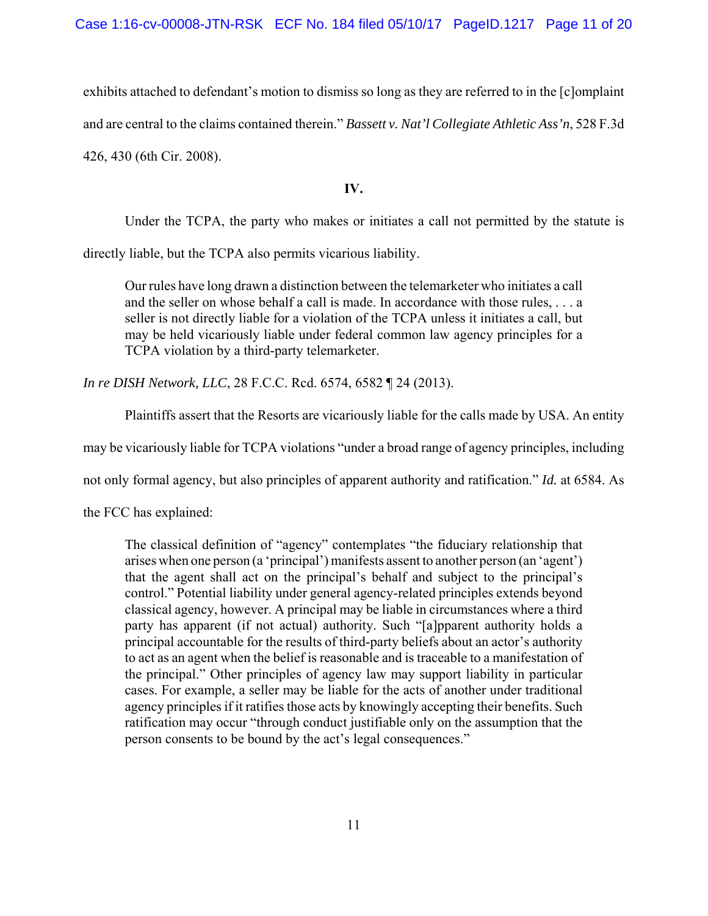exhibits attached to defendant's motion to dismiss so long as they are referred to in the [c]omplaint and are central to the claims contained therein." *Bassett v. Nat'l Collegiate Athletic Ass'n*, 528 F.3d 426, 430 (6th Cir. 2008).

## IV.

Under the TCPA, the party who makes or initiates a call not permitted by the statute is directly liable, but the TCPA also permits vicarious liability.

> Our rules have long drawn a distinction between the telemarketer who initiates a call and the seller on whose behalf a call is made. In accordance with those rules, . . . a seller is not directly liable for a violation of the TCPA unless it initiates a call, but may be held vicariously liable under federal common law agency principles for a TCPA violation by a third-party telemarketer.

*In re DISH Network, LLC*, 28 F.C.C. Rcd. 6574, 6582 ¶ 24 (2013).

Plaintiffs assert that the Resorts are vicariously liable for the calls made by USA. An entity may be vicariously liable for TCPA violations "under a broad range of agency principles, including not only formal agency, but also principles of apparent authority and ratification." *Id.* at 6584. As the FCC has explained:

> The classical definition of "agency" contemplates "the fiduciary relationship that arises when one person (a 'principal') manifests assent to another person (an 'agent') that the agent shall act on the principal's behalf and subject to the principal's control." Potential liability under general agency-related principles extends beyond classical agency, however. A principal may be liable in circumstances where a third party has apparent (if not actual) authority. Such "[a]pparent authority holds a principal accountable for the results of third-party beliefs about an actor's authority to act as an agent when the belief is reasonable and is traceable to a manifestation of the principal." Other principles of agency law may support liability in particular cases. For example, a seller may be liable for the acts of another under traditional agency principles if it ratifies those acts by knowingly accepting their benefits. Such ratification may occur "through conduct justifiable only on the assumption that the person consents to be bound by the act's legal consequences."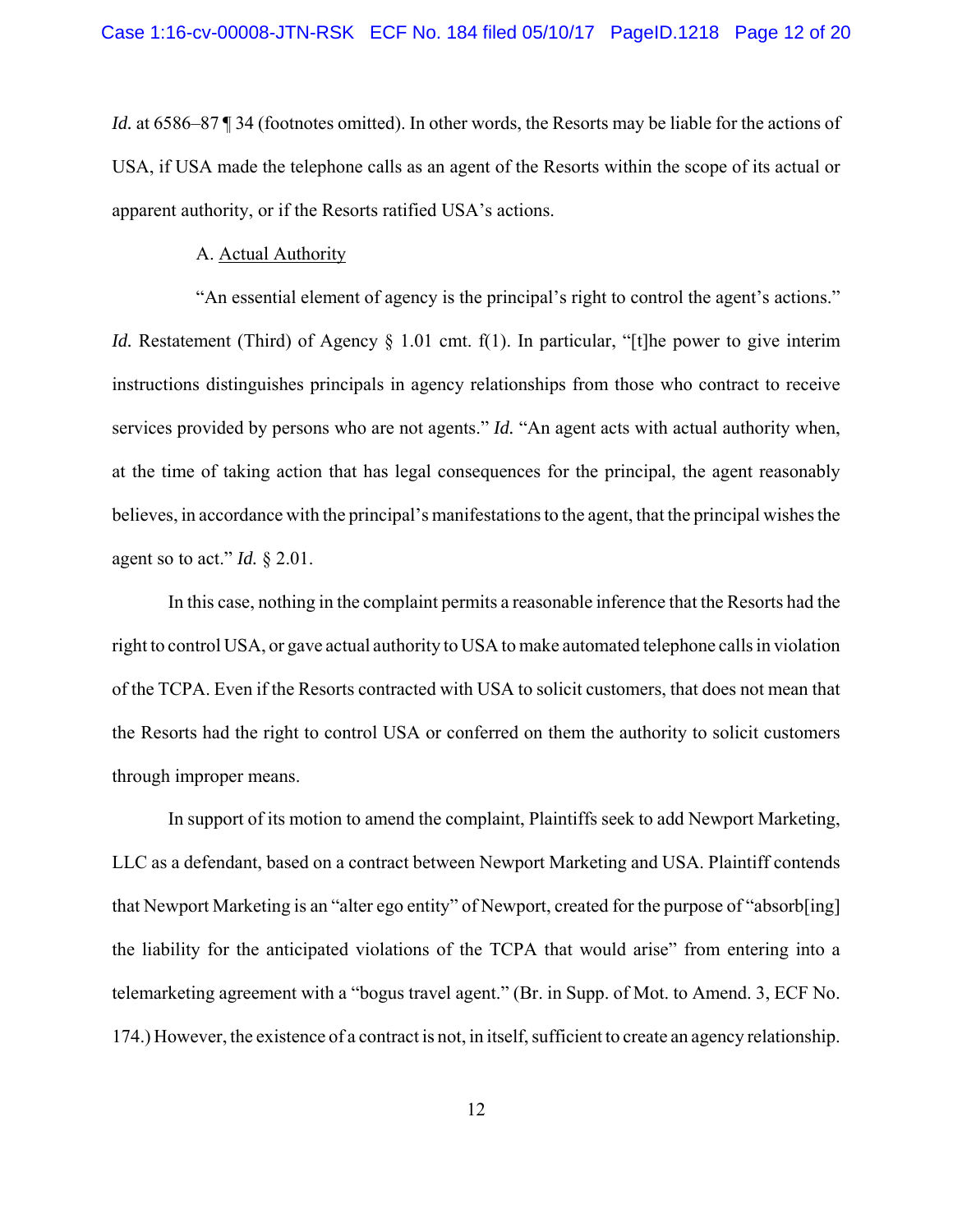*Id.* at 6586–87 ¶ 34 (footnotes omitted). In other words, the Resorts may be liable for the actions of USA, if USA made the telephone calls as an agent of the Resorts within the scope of its actual or apparent authority, or if the Resorts ratified USA's actions.

A. Actual Authority

"An essential element of agency is the principal's right to control the agent's actions." *Id.* Restatement (Third) of Agency § 1.01 cmt. f(1). In particular, "[t]he power to give interim instructions distinguishes principals in agency relationships from those who contract to receive services provided by persons who are not agents." *Id.* "An agent acts with actual authority when, at the time of taking action that has legal consequences for the principal, the agent reasonably believes, in accordance with the principal's manifestations to the agent, that the principal wishes the agent so to act." *Id.* § 2.01.

In this case, nothing in the complaint permits a reasonable inference that the Resorts had the right to control USA, or gave actual authority to USA to make automated telephone calls in violation of the TCPA. Even if the Resorts contracted with USA to solicit customers, that does not mean that the Resorts had the right to control USA or conferred on them the authority to solicit customers through improper means.

In support of its motion to amend the complaint, Plaintiffs seek to add Newport Marketing, LLC as a defendant, based on a contract between Newport Marketing and USA. Plaintiff contends that Newport Marketing is an "alter ego entity" of Newport, created for the purpose of "absorb[ing] the liability for the anticipated violations of the TCPA that would arise" from entering into a telemarketing agreement with a "bogus travel agent." (Br. in Supp. of Mot. to Amend. 3, ECF No. 174.) However, the existence of a contract is not, in itself, sufficient to create an agency relationship.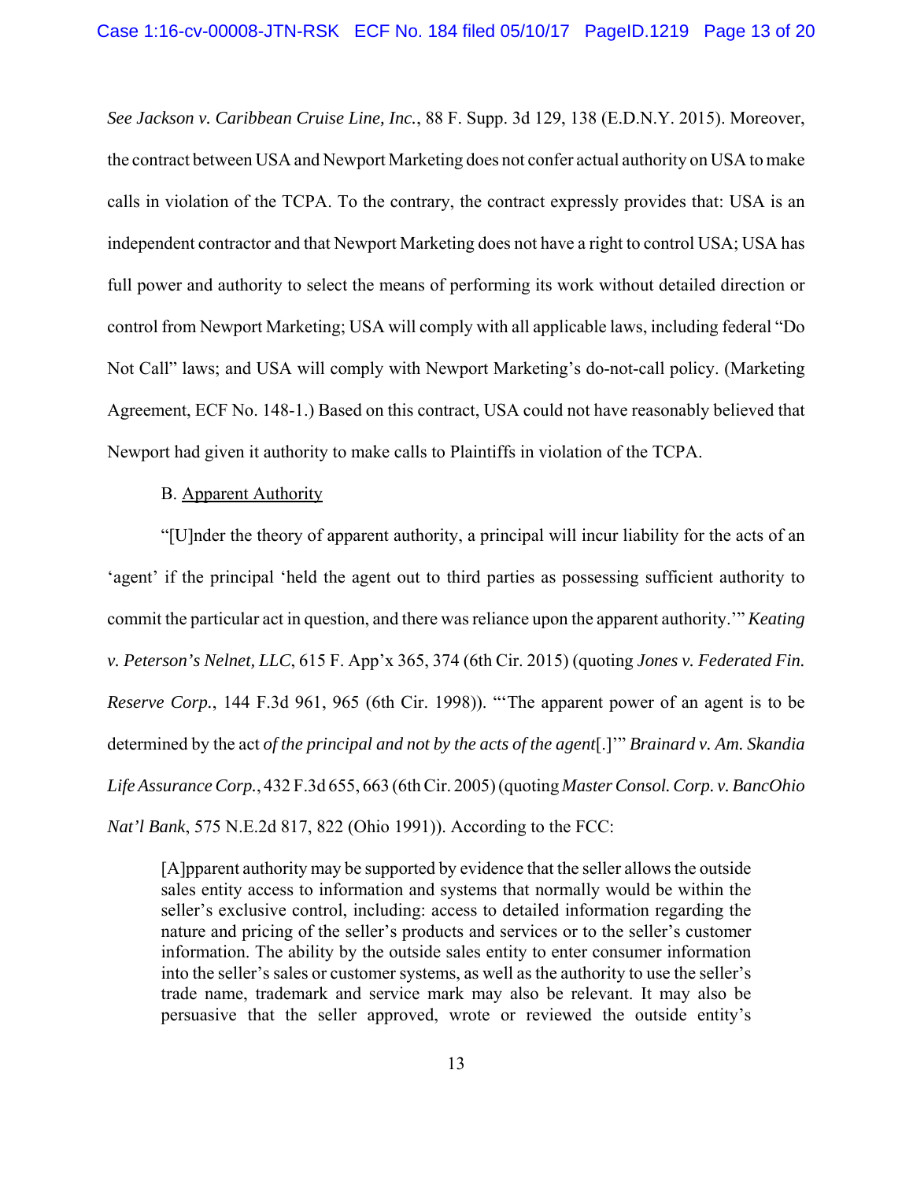*See Jackson v. Caribbean Cruise Line, Inc.*, 88 F. Supp. 3d 129, 138 (E.D.N.Y. 2015). Moreover, the contract between USA and Newport Marketing does not confer actual authority on USA to make calls in violation of the TCPA. To the contrary, the contract expressly provides that: USA is an independent contractor and that Newport Marketing does not have a right to control USA; USA has full power and authority to select the means of performing its work without detailed direction or control from Newport Marketing; USA will comply with all applicable laws, including federal "Do Not Call" laws; and USA will comply with Newport Marketing's do-not-call policy. (Marketing Agreement, ECF No. 148-1.) Based on this contract, USA could not have reasonably believed that Newport had given it authority to make calls to Plaintiffs in violation of the TCPA.

B. Apparent Authority

"[U]nder the theory of apparent authority, a principal will incur liability for the acts of an 'agent' if the principal 'held the agent out to third parties as possessing sufficient authority to commit the particular act in question, and there was reliance upon the apparent authority.'" *Keating v. Peterson's Nelnet, LLC*, 615 F. App'x 365, 374 (6th Cir. 2015) (quoting *Jones v. Federated Fin. Reserve Corp.*, 144 F.3d 961, 965 (6th Cir. 1998)). "'The apparent power of an agent is to be determined by the act *of the principal and not by the acts of the agent*[.]'" *Brainard v. Am. Skandia Life Assurance Corp.*, 432 F.3d 655, 663 (6th Cir. 2005) (quoting *Master Consol. Corp. v. BancOhio Nat'l Bank*, 575 N.E.2d 817, 822 (Ohio 1991)). According to the FCC:

> [A]pparent authority may be supported by evidence that the seller allows the outside sales entity access to information and systems that normally would be within the seller's exclusive control, including: access to detailed information regarding the nature and pricing of the seller's products and services or to the seller's customer information. The ability by the outside sales entity to enter consumer information into the seller's sales or customer systems, as well as the authority to use the seller's trade name, trademark and service mark may also be relevant. It may also be persuasive that the seller approved, wrote or reviewed the outside entity's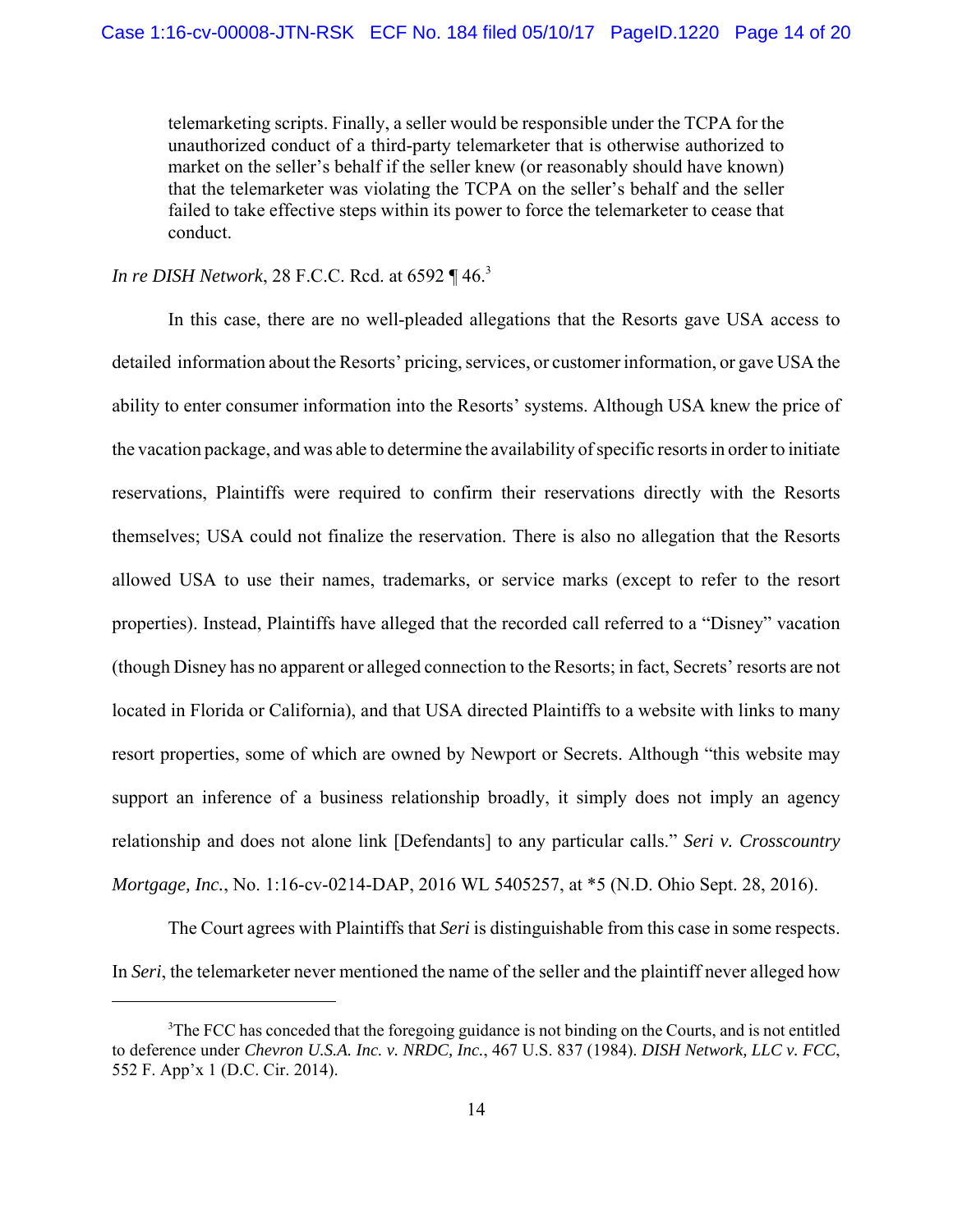> telemarketing scripts. Finally, a seller would be responsible under the TCPA for the unauthorized conduct of a third-party telemarketer that is otherwise authorized to market on the seller's behalf if the seller knew (or reasonably should have known) that the telemarketer was violating the TCPA on the seller's behalf and the seller failed to take effective steps within its power to force the telemarketer to cease that conduct.

*In re DISH Network*, 28 F.C.C. Rcd. at 6592 ¶ 46.[3]

In this case, there are no well-pleaded allegations that the Resorts gave USA access to detailed information about the Resorts' pricing, services, or customer information, or gave USA the ability to enter consumer information into the Resorts' systems. Although USA knew the price of the vacation package, and was able to determine the availability of specific resorts in order to initiate reservations, Plaintiffs were required to confirm their reservations directly with the Resorts themselves; USA could not finalize the reservation. There is also no allegation that the Resorts allowed USA to use their names, trademarks, or service marks (except to refer to the resort properties). Instead, Plaintiffs have alleged that the recorded call referred to a "Disney" vacation (though Disney has no apparent or alleged connection to the Resorts; in fact, Secrets' resorts are not located in Florida or California), and that USA directed Plaintiffs to a website with links to many resort properties, some of which are owned by Newport or Secrets. Although "this website may support an inference of a business relationship broadly, it simply does not imply an agency relationship and does not alone link [Defendants] to any particular calls." *Seri v. Crosscountry Mortgage, Inc.*, No. 1:16-cv-0214-DAP, 2016 WL 5405257, at *5 (N.D. Ohio Sept. 28, 2016).

The Court agrees with Plaintiffs that *Seri* is distinguishable from this case in some respects. In *Seri*, the telemarketer never mentioned the name of the seller and the plaintiff never alleged how

---

[3] The FCC has conceded that the foregoing guidance is not binding on the Courts, and is not entitled to deference under *Chevron U.S.A. Inc. v. NRDC, Inc.*, 467 U.S. 837 (1984). *DISH Network, LLC v. FCC*, 552 F. App'x 1 (D.C. Cir. 2014).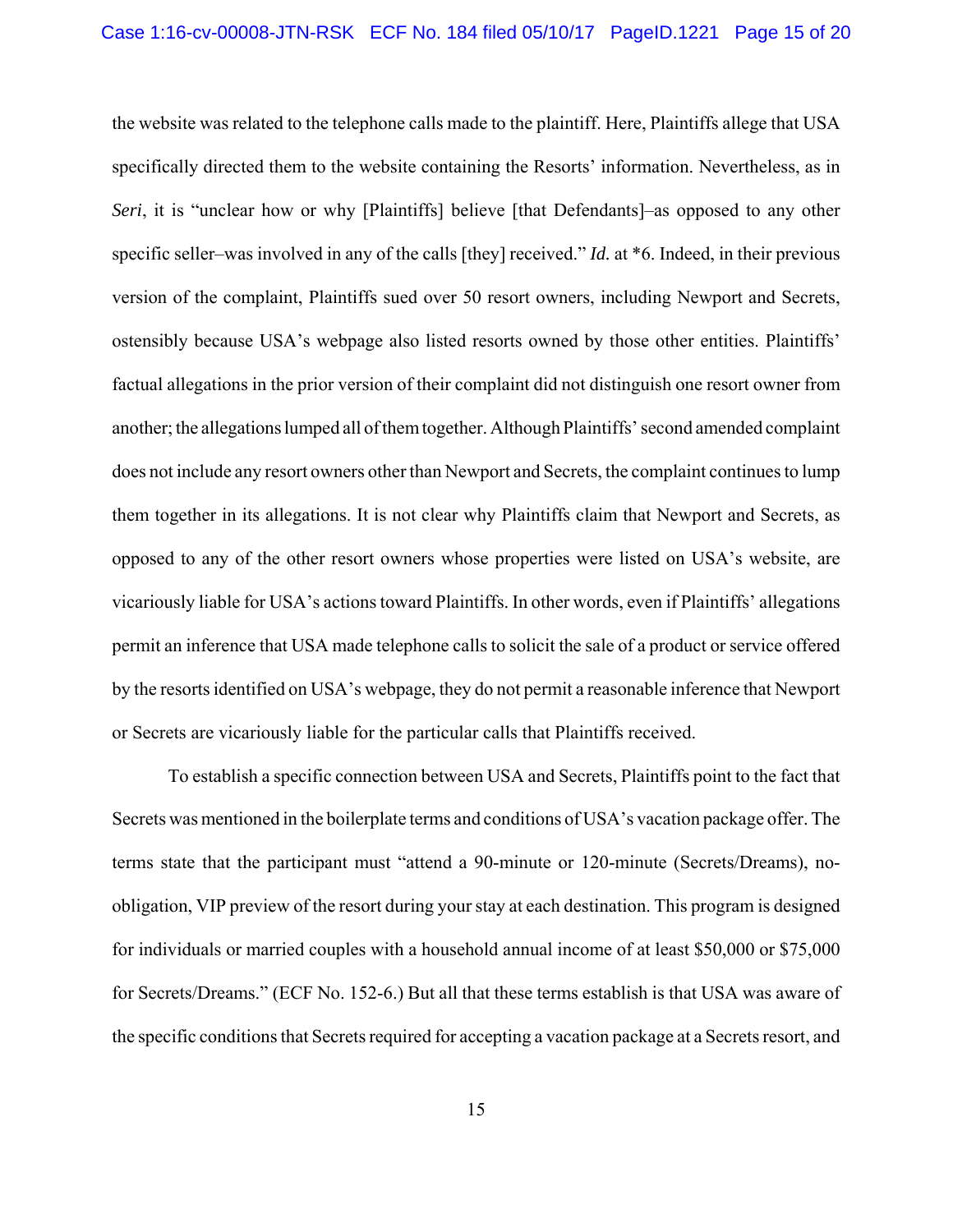the website was related to the telephone calls made to the plaintiff. Here, Plaintiffs allege that USA specifically directed them to the website containing the Resorts' information. Nevertheless, as in *Seri*, it is "unclear how or why [Plaintiffs] believe [that Defendants]–as opposed to any other specific seller–was involved in any of the calls [they] received." *Id.* at *6. Indeed, in their previous version of the complaint, Plaintiffs sued over 50 resort owners, including Newport and Secrets, ostensibly because USA's webpage also listed resorts owned by those other entities. Plaintiffs' factual allegations in the prior version of their complaint did not distinguish one resort owner from another; the allegations lumped all of them together. Although Plaintiffs' second amended complaint does not include any resort owners other than Newport and Secrets, the complaint continues to lump them together in its allegations. It is not clear why Plaintiffs claim that Newport and Secrets, as opposed to any of the other resort owners whose properties were listed on USA's website, are vicariously liable for USA's actions toward Plaintiffs. In other words, even if Plaintiffs' allegations permit an inference that USA made telephone calls to solicit the sale of a product or service offered by the resorts identified on USA's webpage, they do not permit a reasonable inference that Newport or Secrets are vicariously liable for the particular calls that Plaintiffs received.

To establish a specific connection between USA and Secrets, Plaintiffs point to the fact that Secrets was mentioned in the boilerplate terms and conditions of USA's vacation package offer. The terms state that the participant must "attend a 90-minute or 120-minute (Secrets/Dreams), no-obligation, VIP preview of the resort during your stay at each destination. This program is designed for individuals or married couples with a household annual income of at least $50,000 or $75,000 for Secrets/Dreams." (ECF No. 152-6.) But all that these terms establish is that USA was aware of the specific conditions that Secrets required for accepting a vacation package at a Secrets resort, and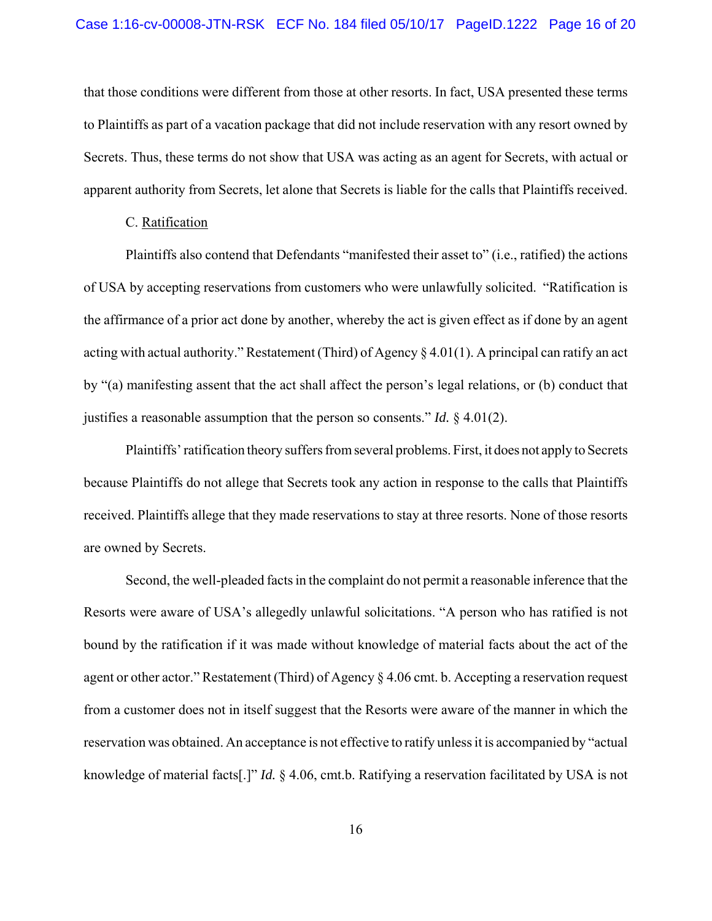that those conditions were different from those at other resorts. In fact, USA presented these terms to Plaintiffs as part of a vacation package that did not include reservation with any resort owned by Secrets. Thus, these terms do not show that USA was acting as an agent for Secrets, with actual or apparent authority from Secrets, let alone that Secrets is liable for the calls that Plaintiffs received.

C. Ratification

Plaintiffs also contend that Defendants "manifested their asset to" (i.e., ratified) the actions of USA by accepting reservations from customers who were unlawfully solicited. "Ratification is the affirmance of a prior act done by another, whereby the act is given effect as if done by an agent acting with actual authority." Restatement (Third) of Agency § 4.01(1). A principal can ratify an act by "(a) manifesting assent that the act shall affect the person's legal relations, or (b) conduct that justifies a reasonable assumption that the person so consents." *Id.* § 4.01(2).

Plaintiffs' ratification theory suffers from several problems. First, it does not apply to Secrets because Plaintiffs do not allege that Secrets took any action in response to the calls that Plaintiffs received. Plaintiffs allege that they made reservations to stay at three resorts. None of those resorts are owned by Secrets.

Second, the well-pleaded facts in the complaint do not permit a reasonable inference that the Resorts were aware of USA's allegedly unlawful solicitations. "A person who has ratified is not bound by the ratification if it was made without knowledge of material facts about the act of the agent or other actor." Restatement (Third) of Agency § 4.06 cmt. b. Accepting a reservation request from a customer does not in itself suggest that the Resorts were aware of the manner in which the reservation was obtained. An acceptance is not effective to ratify unless it is accompanied by "actual knowledge of material facts[.]" *Id.* § 4.06, cmt.b. Ratifying a reservation facilitated by USA is not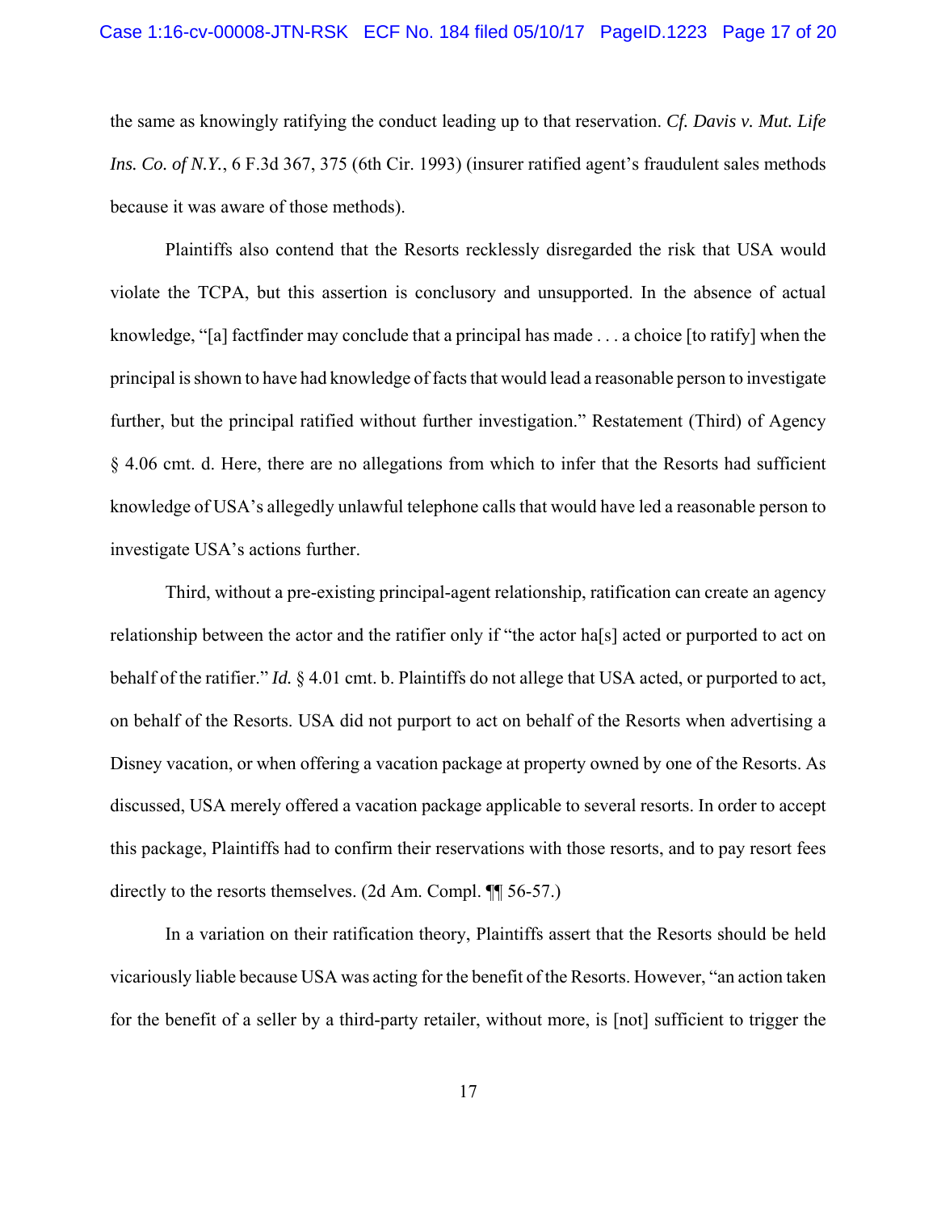the same as knowingly ratifying the conduct leading up to that reservation. *Cf. Davis v. Mut. Life Ins. Co. of N.Y.*, 6 F.3d 367, 375 (6th Cir. 1993) (insurer ratified agent's fraudulent sales methods because it was aware of those methods).

Plaintiffs also contend that the Resorts recklessly disregarded the risk that USA would violate the TCPA, but this assertion is conclusory and unsupported. In the absence of actual knowledge, "[a] factfinder may conclude that a principal has made . . . a choice [to ratify] when the principal is shown to have had knowledge of facts that would lead a reasonable person to investigate further, but the principal ratified without further investigation." Restatement (Third) of Agency § 4.06 cmt. d. Here, there are no allegations from which to infer that the Resorts had sufficient knowledge of USA's allegedly unlawful telephone calls that would have led a reasonable person to investigate USA's actions further.

Third, without a pre-existing principal-agent relationship, ratification can create an agency relationship between the actor and the ratifier only if "the actor ha[s] acted or purported to act on behalf of the ratifier." *Id.* § 4.01 cmt. b. Plaintiffs do not allege that USA acted, or purported to act, on behalf of the Resorts. USA did not purport to act on behalf of the Resorts when advertising a Disney vacation, or when offering a vacation package at property owned by one of the Resorts. As discussed, USA merely offered a vacation package applicable to several resorts. In order to accept this package, Plaintiffs had to confirm their reservations with those resorts, and to pay resort fees directly to the resorts themselves. (2d Am. Compl. ¶¶ 56-57.)

In a variation on their ratification theory, Plaintiffs assert that the Resorts should be held vicariously liable because USA was acting for the benefit of the Resorts. However, "an action taken for the benefit of a seller by a third-party retailer, without more, is [not] sufficient to trigger the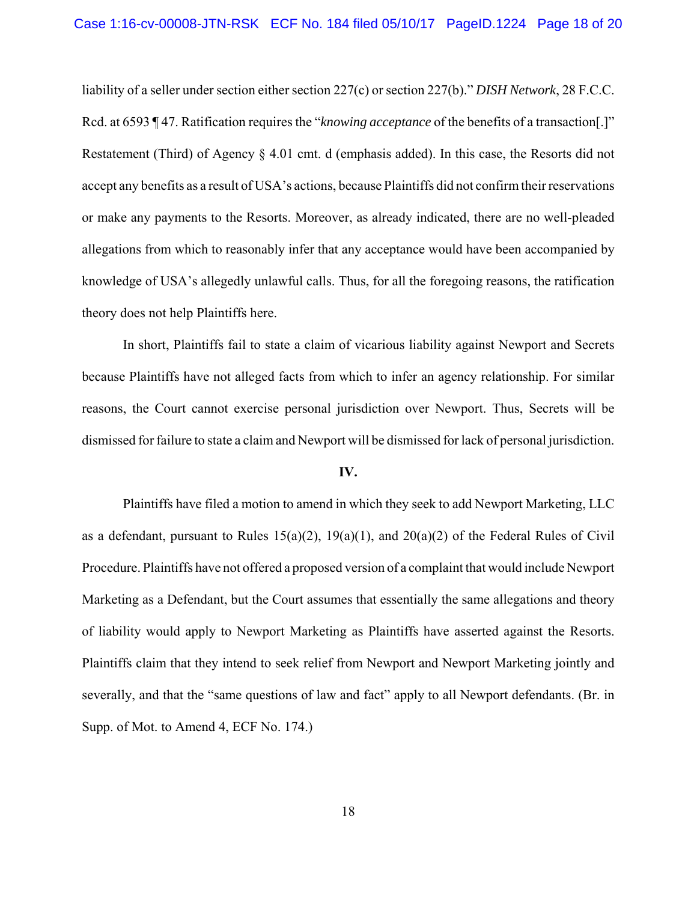liability of a seller under section either section 227(c) or section 227(b)." *DISH Network*, 28 F.C.C. Rcd. at 6593 ¶ 47. Ratification requires the "*knowing acceptance* of the benefits of a transaction[.]" Restatement (Third) of Agency § 4.01 cmt. d (emphasis added). In this case, the Resorts did not accept any benefits as a result of USA's actions, because Plaintiffs did not confirm their reservations or make any payments to the Resorts. Moreover, as already indicated, there are no well-pleaded allegations from which to reasonably infer that any acceptance would have been accompanied by knowledge of USA's allegedly unlawful calls. Thus, for all the foregoing reasons, the ratification theory does not help Plaintiffs here.

In short, Plaintiffs fail to state a claim of vicarious liability against Newport and Secrets because Plaintiffs have not alleged facts from which to infer an agency relationship. For similar reasons, the Court cannot exercise personal jurisdiction over Newport. Thus, Secrets will be dismissed for failure to state a claim and Newport will be dismissed for lack of personal jurisdiction.

**IV.**

Plaintiffs have filed a motion to amend in which they seek to add Newport Marketing, LLC as a defendant, pursuant to Rules 15(a)(2), 19(a)(1), and 20(a)(2) of the Federal Rules of Civil Procedure. Plaintiffs have not offered a proposed version of a complaint that would include Newport Marketing as a Defendant, but the Court assumes that essentially the same allegations and theory of liability would apply to Newport Marketing as Plaintiffs have asserted against the Resorts. Plaintiffs claim that they intend to seek relief from Newport and Newport Marketing jointly and severally, and that the "same questions of law and fact" apply to all Newport defendants. (Br. in Supp. of Mot. to Amend 4, ECF No. 174.)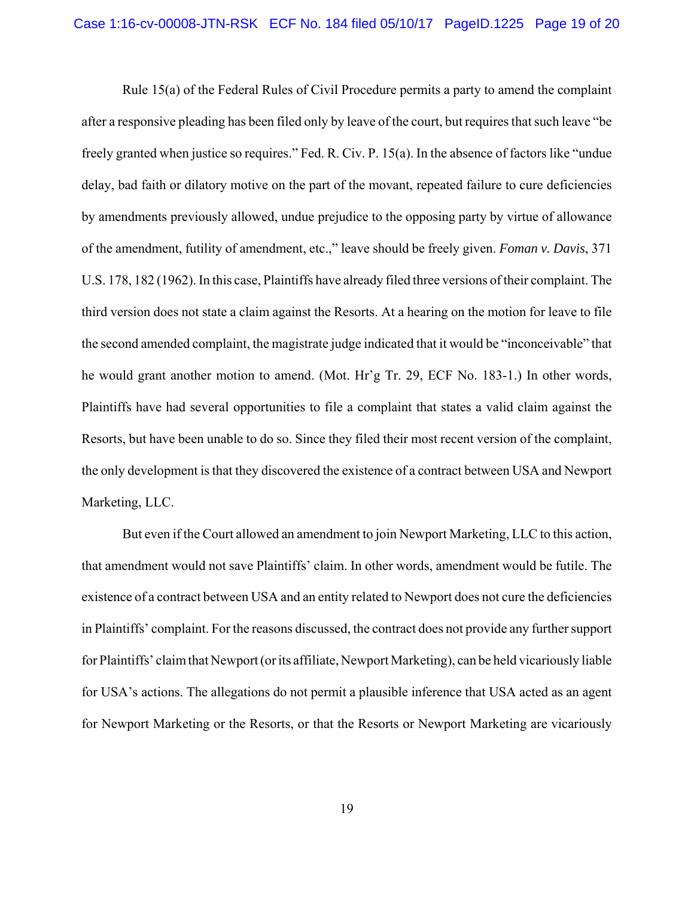Rule 15(a) of the Federal Rules of Civil Procedure permits a party to amend the complaint after a responsive pleading has been filed only by leave of the court, but requires that such leave "be freely granted when justice so requires." Fed. R. Civ. P. 15(a). In the absence of factors like "undue delay, bad faith or dilatory motive on the part of the movant, repeated failure to cure deficiencies by amendments previously allowed, undue prejudice to the opposing party by virtue of allowance of the amendment, futility of amendment, etc.," leave should be freely given. *Foman v. Davis*, 371 U.S. 178, 182 (1962). In this case, Plaintiffs have already filed three versions of their complaint. The third version does not state a claim against the Resorts. At a hearing on the motion for leave to file the second amended complaint, the magistrate judge indicated that it would be "inconceivable" that he would grant another motion to amend. (Mot. Hr'g Tr. 29, ECF No. 183-1.) In other words, Plaintiffs have had several opportunities to file a complaint that states a valid claim against the Resorts, but have been unable to do so. Since they filed their most recent version of the complaint, the only development is that they discovered the existence of a contract between USA and Newport Marketing, LLC.

But even if the Court allowed an amendment to join Newport Marketing, LLC to this action, that amendment would not save Plaintiffs' claim. In other words, amendment would be futile. The existence of a contract between USA and an entity related to Newport does not cure the deficiencies in Plaintiffs' complaint. For the reasons discussed, the contract does not provide any further support for Plaintiffs' claim that Newport (or its affiliate, Newport Marketing), can be held vicariously liable for USA's actions. The allegations do not permit a plausible inference that USA acted as an agent for Newport Marketing or the Resorts, or that the Resorts or Newport Marketing are vicariously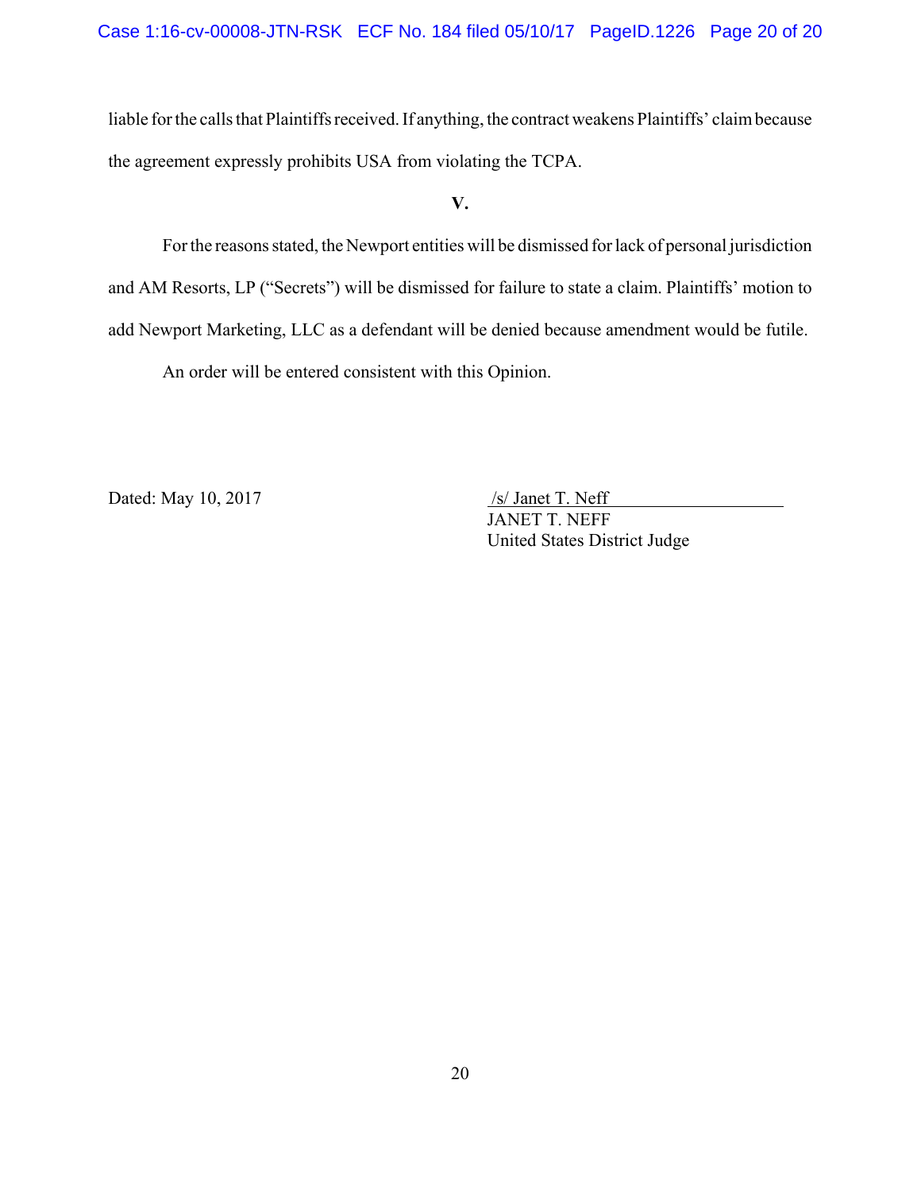liable for the calls that Plaintiffs received. If anything, the contract weakens Plaintiffs' claim because the agreement expressly prohibits USA from violating the TCPA.

**V.**

For the reasons stated, the Newport entities will be dismissed for lack of personal jurisdiction and AM Resorts, LP ("Secrets") will be dismissed for failure to state a claim. Plaintiffs' motion to add Newport Marketing, LLC as a defendant will be denied because amendment would be futile.

An order will be entered consistent with this Opinion.

Dated: May 10, 2017

/s/ Janet T. Neff
JANET T. NEFF
United States District Judge